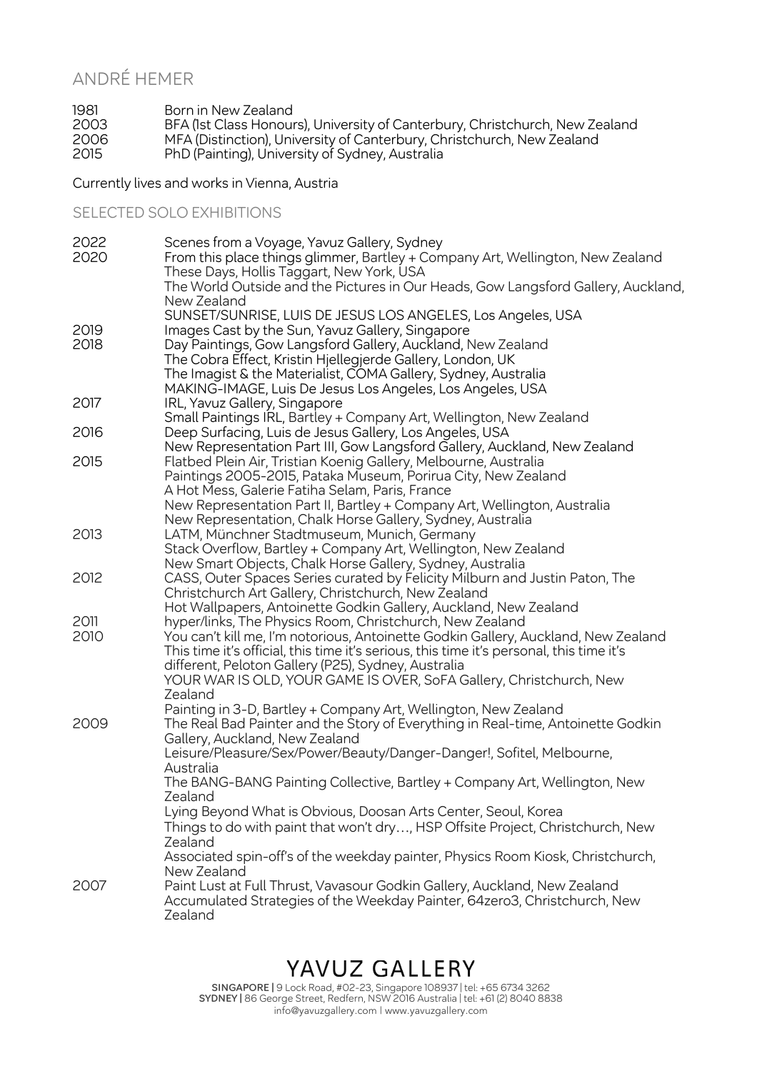# ANDRÉ HEMER

| | |
|---|---|
| 1981 | Born in New Zealand |
| 2003 | BFA (1st Class Honours), University of Canterbury, Christchurch, New Zealand |
| 2006 | MFA (Distinction), University of Canterbury, Christchurch, New Zealand |
| 2015 | PhD (Painting), University of Sydney, Australia |

Currently lives and works in Vienna, Austria

## SELECTED SOLO EXHIBITIONS

| | |
|---|---|
| 2022 | Scenes from a Voyage, Yavuz Gallery, Sydney |
| 2020 | From this place things glimmer, Bartley + Company Art, Wellington, New Zealand |
| | These Days, Hollis Taggart, New York, USA |
| | The World Outside and the Pictures in Our Heads, Gow Langsford Gallery, Auckland, New Zealand |
| | SUNSET/SUNRISE, LUIS DE JESUS LOS ANGELES, Los Angeles, USA |
| 2019 | Images Cast by the Sun, Yavuz Gallery, Singapore |
| 2018 | Day Paintings, Gow Langsford Gallery, Auckland, New Zealand |
| | The Cobra Effect, Kristin Hjellegjerde Gallery, London, UK |
| | The Imagist & the Materialist, COMA Gallery, Sydney, Australia |
| | MAKING-IMAGE, Luis De Jesus Los Angeles, Los Angeles, USA |
| 2017 | IRL, Yavuz Gallery, Singapore |
| | Small Paintings IRL, Bartley + Company Art, Wellington, New Zealand |
| 2016 | Deep Surfacing, Luis de Jesus Gallery, Los Angeles, USA |
| | New Representation Part III, Gow Langsford Gallery, Auckland, New Zealand |
| 2015 | Flatbed Plein Air, Tristian Koenig Gallery, Melbourne, Australia |
| | Paintings 2005-2015, Pataka Museum, Porirua City, New Zealand |
| | A Hot Mess, Galerie Fatiha Selam, Paris, France |
| | New Representation Part II, Bartley + Company Art, Wellington, Australia |
| | New Representation, Chalk Horse Gallery, Sydney, Australia |
| 2013 | LATM, Münchner Stadtmuseum, Munich, Germany |
| | Stack Overflow, Bartley + Company Art, Wellington, New Zealand |
| | New Smart Objects, Chalk Horse Gallery, Sydney, Australia |
| 2012 | CASS, Outer Spaces Series curated by Felicity Milburn and Justin Paton, The Christchurch Art Gallery, Christchurch, New Zealand |
| | Hot Wallpapers, Antoinette Godkin Gallery, Auckland, New Zealand |
| 2011 | hyper/links, The Physics Room, Christchurch, New Zealand |
| 2010 | You can't kill me, I'm notorious, Antoinette Godkin Gallery, Auckland, New Zealand |
| | This time it's official, this time it's serious, this time it's personal, this time it's different, Peloton Gallery (P25), Sydney, Australia |
| | YOUR WAR IS OLD, YOUR GAME IS OVER, SoFA Gallery, Christchurch, New Zealand |
| | Painting in 3-D, Bartley + Company Art, Wellington, New Zealand |
| 2009 | The Real Bad Painter and the Story of Everything in Real-time, Antoinette Godkin Gallery, Auckland, New Zealand |
| | Leisure/Pleasure/Sex/Power/Beauty/Danger-Danger!, Sofitel, Melbourne, Australia |
| | The BANG-BANG Painting Collective, Bartley + Company Art, Wellington, New Zealand |
| | Lying Beyond What is Obvious, Doosan Arts Center, Seoul, Korea |
| | Things to do with paint that won't dry…, HSP Offsite Project, Christchurch, New Zealand |
| | Associated spin-off's of the weekday painter, Physics Room Kiosk, Christchurch, New Zealand |
| 2007 | Paint Lust at Full Thrust, Vavasour Godkin Gallery, Auckland, New Zealand |
| | Accumulated Strategies of the Weekday Painter, 64zero3, Christchurch, New Zealand |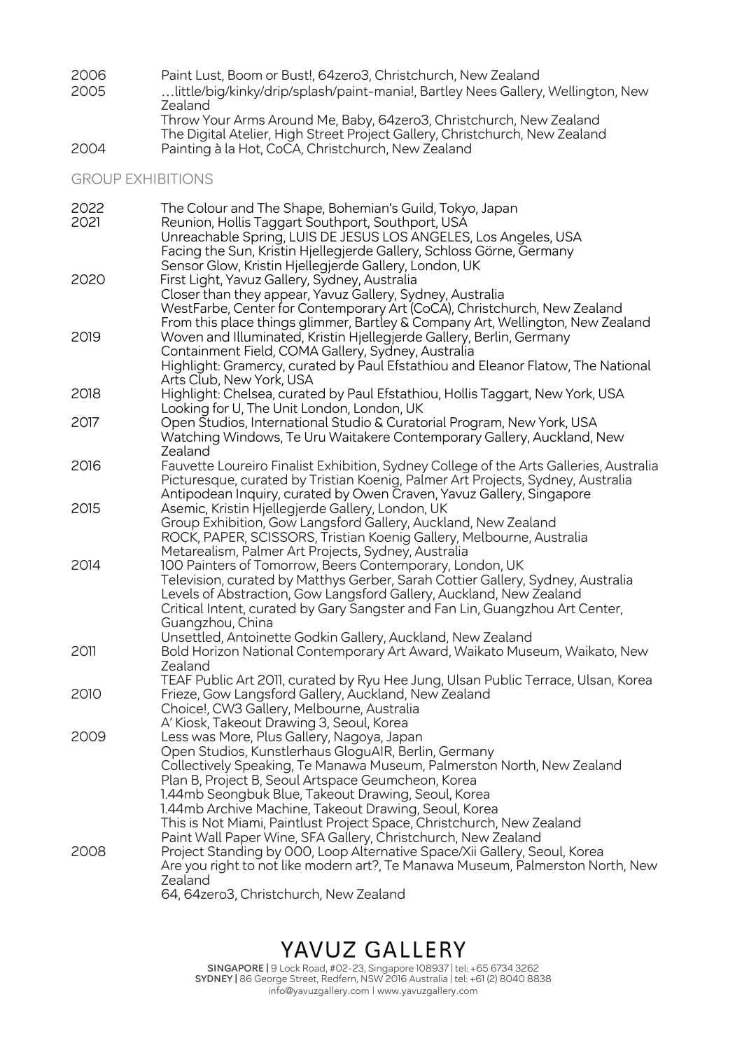| | |
|---|---|
| 2006 | Paint Lust, Boom or Bust!, 64zero3, Christchurch, New Zealand |
| 2005 | …little/big/kinky/drip/splash/paint-mania!, Bartley Nees Gallery, Wellington, New Zealand |
| | Throw Your Arms Around Me, Baby, 64zero3, Christchurch, New Zealand |
| | The Digital Atelier, High Street Project Gallery, Christchurch, New Zealand |
| 2004 | Painting à la Hot, CoCA, Christchurch, New Zealand |

## GROUP EXHIBITIONS

| | |
|---|---|
| 2022 | The Colour and The Shape, Bohemian's Guild, Tokyo, Japan |
| 2021 | Reunion, Hollis Taggart Southport, Southport, USA |
| | Unreachable Spring, LUIS DE JESUS LOS ANGELES, Los Angeles, USA |
| | Facing the Sun, Kristin Hjellegjerde Gallery, Schloss Görne, Germany |
| | Sensor Glow, Kristin Hjellegjerde Gallery, London, UK |
| 2020 | First Light, Yavuz Gallery, Sydney, Australia |
| | Closer than they appear, Yavuz Gallery, Sydney, Australia |
| | WestFarbe, Center for Contemporary Art (CoCA), Christchurch, New Zealand |
| | From this place things glimmer, Bartley & Company Art, Wellington, New Zealand |
| 2019 | Woven and Illuminated, Kristin Hjellegjerde Gallery, Berlin, Germany |
| | Containment Field, COMA Gallery, Sydney, Australia |
| | Highlight: Gramercy, curated by Paul Efstathiou and Eleanor Flatow, The National Arts Club, New York, USA |
| 2018 | Highlight: Chelsea, curated by Paul Efstathiou, Hollis Taggart, New York, USA |
| | Looking for U, The Unit London, London, UK |
| 2017 | Open Studios, International Studio & Curatorial Program, New York, USA |
| | Watching Windows, Te Uru Waitakere Contemporary Gallery, Auckland, New Zealand |
| 2016 | Fauvette Loureiro Finalist Exhibition, Sydney College of the Arts Galleries, Australia |
| | Picturesque, curated by Tristian Koenig, Palmer Art Projects, Sydney, Australia |
| | Antipodean Inquiry, curated by Owen Craven, Yavuz Gallery, Singapore |
| 2015 | Asemic, Kristin Hjellegjerde Gallery, London, UK |
| | Group Exhibition, Gow Langsford Gallery, Auckland, New Zealand |
| | ROCK, PAPER, SCISSORS, Tristian Koenig Gallery, Melbourne, Australia |
| | Metarealism, Palmer Art Projects, Sydney, Australia |
| 2014 | 100 Painters of Tomorrow, Beers Contemporary, London, UK |
| | Television, curated by Matthys Gerber, Sarah Cottier Gallery, Sydney, Australia |
| | Levels of Abstraction, Gow Langsford Gallery, Auckland, New Zealand |
| | Critical Intent, curated by Gary Sangster and Fan Lin, Guangzhou Art Center, Guangzhou, China |
| | Unsettled, Antoinette Godkin Gallery, Auckland, New Zealand |
| 2011 | Bold Horizon National Contemporary Art Award, Waikato Museum, Waikato, New Zealand |
| | TEAF Public Art 2011, curated by Ryu Hee Jung, Ulsan Public Terrace, Ulsan, Korea |
| 2010 | Frieze, Gow Langsford Gallery, Auckland, New Zealand |
| | Choice!, CW3 Gallery, Melbourne, Australia |
| | A' Kiosk, Takeout Drawing 3, Seoul, Korea |
| 2009 | Less was More, Plus Gallery, Nagoya, Japan |
| | Open Studios, Kunstlerhaus GloguAIR, Berlin, Germany |
| | Collectively Speaking, Te Manawa Museum, Palmerston North, New Zealand |
| | Plan B, Project B, Seoul Artspace Geumcheon, Korea |
| | 1.44mb Seongbuk Blue, Takeout Drawing, Seoul, Korea |
| | 1.44mb Archive Machine, Takeout Drawing, Seoul, Korea |
| | This is Not Miami, Paintlust Project Space, Christchurch, New Zealand |
| | Paint Wall Paper Wine, SFA Gallery, Christchurch, New Zealand |
| 2008 | Project Standing by 000, Loop Alternative Space/Xii Gallery, Seoul, Korea |
| | Are you right to not like modern art?, Te Manawa Museum, Palmerston North, New Zealand |
| | 64, 64zero3, Christchurch, New Zealand |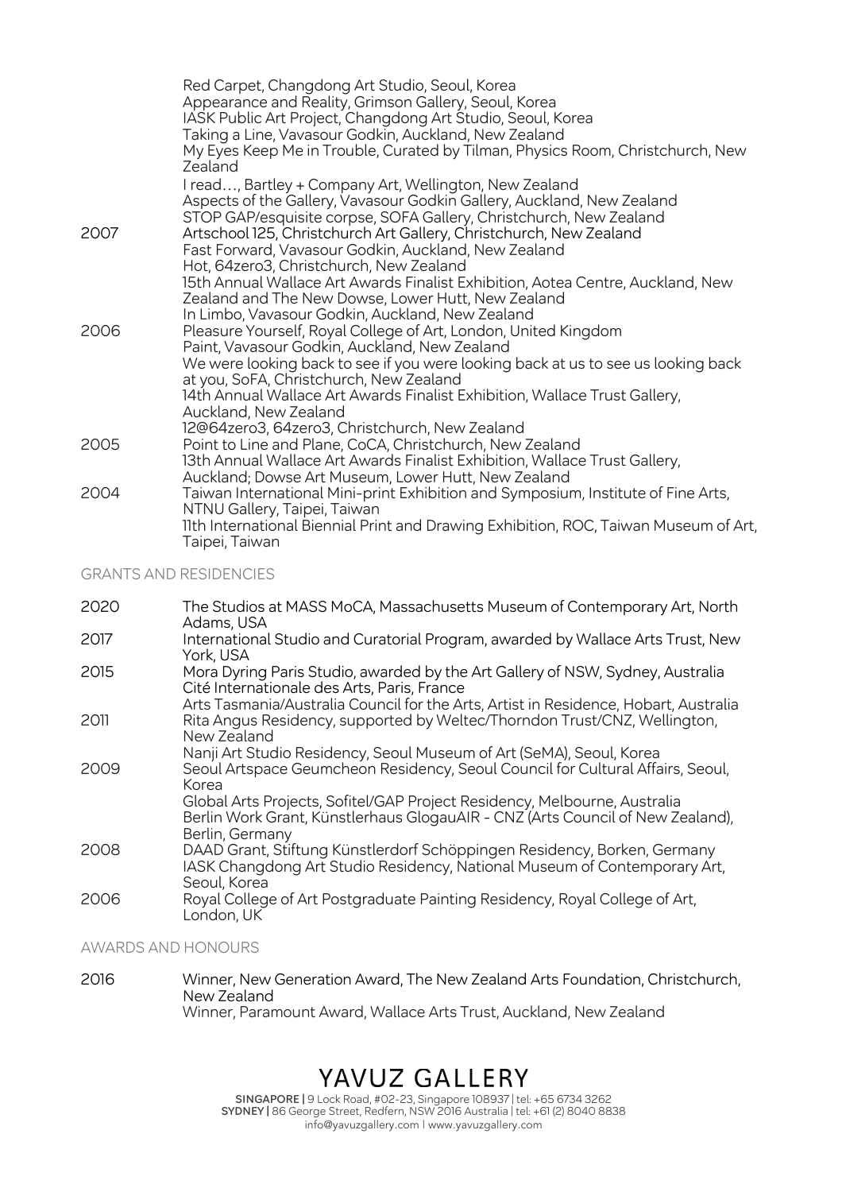| | |
|---|---|
| | Red Carpet, Changdong Art Studio, Seoul, Korea |
| | Appearance and Reality, Grimson Gallery, Seoul, Korea |
| | IASK Public Art Project, Changdong Art Studio, Seoul, Korea |
| | Taking a Line, Vavasour Godkin, Auckland, New Zealand |
| | My Eyes Keep Me in Trouble, Curated by Tilman, Physics Room, Christchurch, New Zealand |
| | I read…, Bartley + Company Art, Wellington, New Zealand |
| | Aspects of the Gallery, Vavasour Godkin Gallery, Auckland, New Zealand |
| | STOP GAP/esquisite corpse, SOFA Gallery, Christchurch, New Zealand |
| 2007 | Artschool 125, Christchurch Art Gallery, Christchurch, New Zealand |
| | Fast Forward, Vavasour Godkin, Auckland, New Zealand |
| | Hot, 64zero3, Christchurch, New Zealand |
| | 15th Annual Wallace Art Awards Finalist Exhibition, Aotea Centre, Auckland, New Zealand and The New Dowse, Lower Hutt, New Zealand |
| | In Limbo, Vavasour Godkin, Auckland, New Zealand |
| 2006 | Pleasure Yourself, Royal College of Art, London, United Kingdom |
| | Paint, Vavasour Godkin, Auckland, New Zealand |
| | We were looking back to see if you were looking back at us to see us looking back at you, SoFA, Christchurch, New Zealand |
| | 14th Annual Wallace Art Awards Finalist Exhibition, Wallace Trust Gallery, Auckland, New Zealand |
| | 12@64zero3, 64zero3, Christchurch, New Zealand |
| 2005 | Point to Line and Plane, CoCA, Christchurch, New Zealand |
| | 13th Annual Wallace Art Awards Finalist Exhibition, Wallace Trust Gallery, Auckland; Dowse Art Museum, Lower Hutt, New Zealand |
| 2004 | Taiwan International Mini-print Exhibition and Symposium, Institute of Fine Arts, NTNU Gallery, Taipei, Taiwan |
| | 11th International Biennial Print and Drawing Exhibition, ROC, Taiwan Museum of Art, Taipei, Taiwan |

## GRANTS AND RESIDENCIES

| | |
|---|---|
| 2020 | The Studios at MASS MoCA, Massachusetts Museum of Contemporary Art, North Adams, USA |
| 2017 | International Studio and Curatorial Program, awarded by Wallace Arts Trust, New York, USA |
| 2015 | Mora Dyring Paris Studio, awarded by the Art Gallery of NSW, Sydney, Australia Cité Internationale des Arts, Paris, France |
| | Arts Tasmania/Australia Council for the Arts, Artist in Residence, Hobart, Australia |
| 2011 | Rita Angus Residency, supported by Weltec/Thorndon Trust/CNZ, Wellington, New Zealand |
| | Nanji Art Studio Residency, Seoul Museum of Art (SeMA), Seoul, Korea |
| 2009 | Seoul Artspace Geumcheon Residency, Seoul Council for Cultural Affairs, Seoul, Korea |
| | Global Arts Projects, Sofitel/GAP Project Residency, Melbourne, Australia |
| | Berlin Work Grant, Künstlerhaus GlogauAIR - CNZ (Arts Council of New Zealand), Berlin, Germany |
| 2008 | DAAD Grant, Stiftung Künstlerdorf Schöppingen Residency, Borken, Germany |
| | IASK Changdong Art Studio Residency, National Museum of Contemporary Art, Seoul, Korea |
| 2006 | Royal College of Art Postgraduate Painting Residency, Royal College of Art, London, UK |

## AWARDS AND HONOURS

| | |
|---|---|
| 2016 | Winner, New Generation Award, The New Zealand Arts Foundation, Christchurch, New Zealand |
| | Winner, Paramount Award, Wallace Arts Trust, Auckland, New Zealand |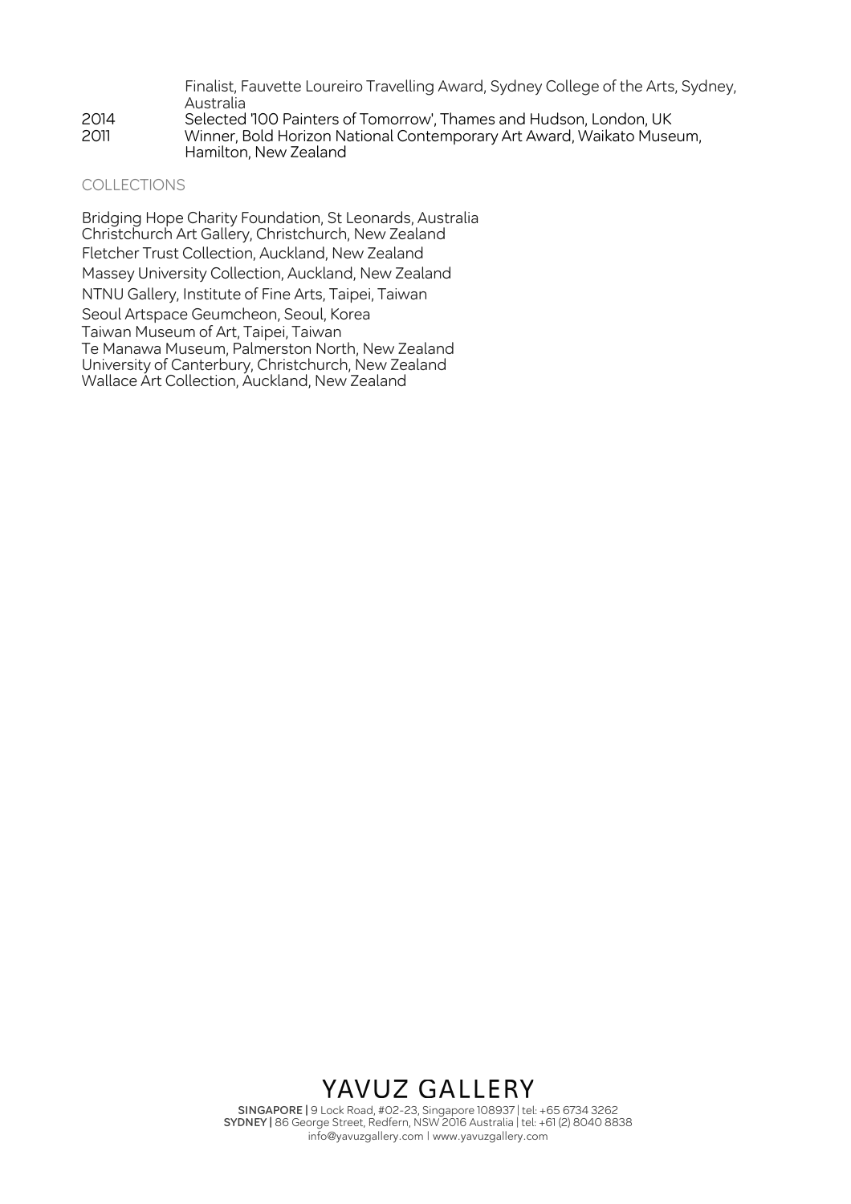Finalist, Fauvette Loureiro Travelling Award, Sydney College of the Arts, Sydney, Australia

2014 Selected '100 Painters of Tomorrow', Thames and Hudson, London, UK

2011 Winner, Bold Horizon National Contemporary Art Award, Waikato Museum, Hamilton, New Zealand

## COLLECTIONS

Bridging Hope Charity Foundation, St Leonards, Australia
Christchurch Art Gallery, Christchurch, New Zealand
Fletcher Trust Collection, Auckland, New Zealand
Massey University Collection, Auckland, New Zealand
NTNU Gallery, Institute of Fine Arts, Taipei, Taiwan
Seoul Artspace Geumcheon, Seoul, Korea
Taiwan Museum of Art, Taipei, Taiwan
Te Manawa Museum, Palmerston North, New Zealand
University of Canterbury, Christchurch, New Zealand
Wallace Art Collection, Auckland, New Zealand